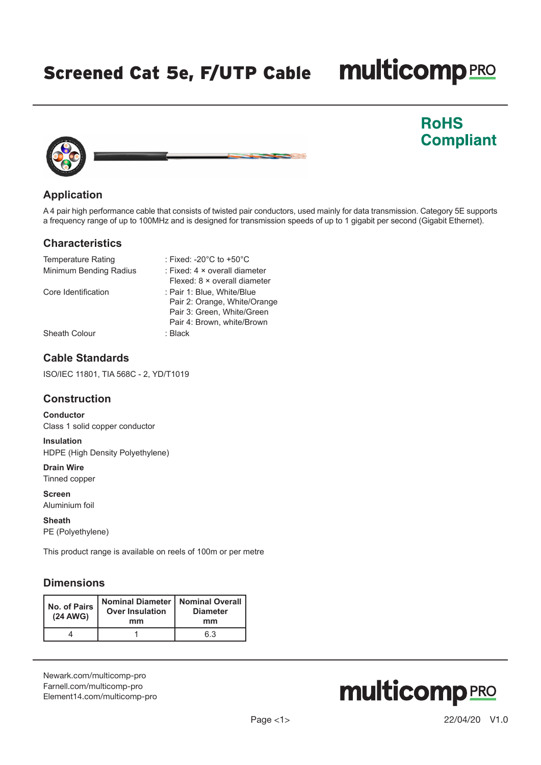# Screened Cat 5e, F/UTP Cable

multicomp PRO

**RoHS Compliant**

## Application

A 4 pair high performance cable that consists of twisted pair conductors, used mainly for data transmission. Category 5E supports a frequency range of up to 100MHz and is designed for transmission speeds of up to 1 gigabit per second (Gigabit Ethernet).

## Characteristics

| | |
|---|---|
| Temperature Rating | : Fixed: -20°C to +50°C |
| Minimum Bending Radius | : Fixed: 4 × overall diameter<br>Flexed: 8 × overall diameter |
| Core Identification | : Pair 1: Blue, White/Blue<br>Pair 2: Orange, White/Orange<br>Pair 3: Green, White/Green<br>Pair 4: Brown, white/Brown |
| Sheath Colour | : Black |

## Cable Standards

ISO/IEC 11801, TIA 568C - 2, YD/T1019

## Construction

**Conductor**
Class 1 solid copper conductor

**Insulation**
HDPE (High Density Polyethylene)

**Drain Wire**
Tinned copper

**Screen**
Aluminium foil

**Sheath**
PE (Polyethylene)

This product range is available on reels of 100m or per metre

## Dimensions

| No. of Pairs (24 AWG) | Nominal Diameter Over Insulation mm | Nominal Overall Diameter mm |
|---|---|---|
| 4 | 1 | 6.3 |

Newark.com/multicomp-pro
Farnell.com/multicomp-pro
Element14.com/multicomp-pro

22/04/20 V1.0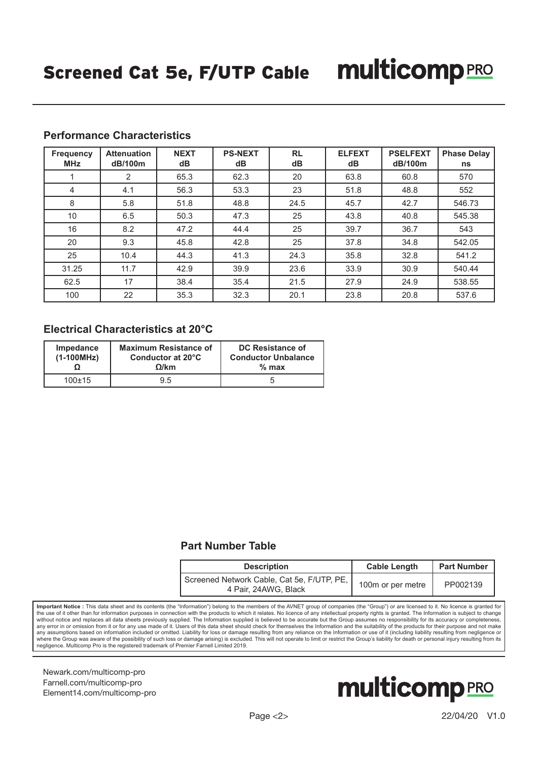## Performance Characteristics

| Frequency MHz | Attenuation dB/100m | NEXT dB | PS-NEXT dB | RL dB | ELFEXT dB | PSELFEXT dB/100m | Phase Delay ns |
|---|---|---|---|---|---|---|---|
| 1 | 2 | 65.3 | 62.3 | 20 | 63.8 | 60.8 | 570 |
| 4 | 4.1 | 56.3 | 53.3 | 23 | 51.8 | 48.8 | 552 |
| 8 | 5.8 | 51.8 | 48.8 | 24.5 | 45.7 | 42.7 | 546.73 |
| 10 | 6.5 | 50.3 | 47.3 | 25 | 43.8 | 40.8 | 545.38 |
| 16 | 8.2 | 47.2 | 44.4 | 25 | 39.7 | 36.7 | 543 |
| 20 | 9.3 | 45.8 | 42.8 | 25 | 37.8 | 34.8 | 542.05 |
| 25 | 10.4 | 44.3 | 41.3 | 24.3 | 35.8 | 32.8 | 541.2 |
| 31.25 | 11.7 | 42.9 | 39.9 | 23.6 | 33.9 | 30.9 | 540.44 |
| 62.5 | 17 | 38.4 | 35.4 | 21.5 | 27.9 | 24.9 | 538.55 |
| 100 | 22 | 35.3 | 32.3 | 20.1 | 23.8 | 20.8 | 537.6 |

## Electrical Characteristics at 20°C

| Impedance (1-100MHz) Ω | Maximum Resistance of Conductor at 20°C Ω/km | DC Resistance of Conductor Unbalance % max |
|---|---|---|
| 100±15 | 9.5 | 5 |

## Part Number Table

| Description | Cable Length | Part Number |
|---|---|---|
| Screened Network Cable, Cat 5e, F/UTP, PE, 4 Pair, 24AWG, Black | 100m or per metre | PP002139 |

**Important Notice :** This data sheet and its contents (the "Information") belong to the members of the AVNET group of companies (the "Group") or are licensed to it. No licence is granted for the use of it other than for information purposes in connection with the products to which it relates. No licence of any intellectual property rights is granted. The Information is subject to change without notice and replaces all data sheets previously supplied. The Information supplied is believed to be accurate but the Group assumes no responsibility for its accuracy or completeness, any error in or omission from it or for any use made of it. Users of this data sheet should check for themselves the Information and the suitability of the products for their purpose and not make any assumptions based on information included or omitted. Liability for loss or damage resulting from any reliance on the Information or use of it (including liability resulting from negligence or where the Group was aware of the possibility of such loss or damage arising) is excluded. This will not operate to limit or restrict the Group's liability for death or personal injury resulting from its negligence. Multicomp Pro is the registered trademark of Premier Farnell Limited 2019.

Newark.com/multicomp-pro
Farnell.com/multicomp-pro
Element14.com/multicomp-pro

22/04/20 V1.0